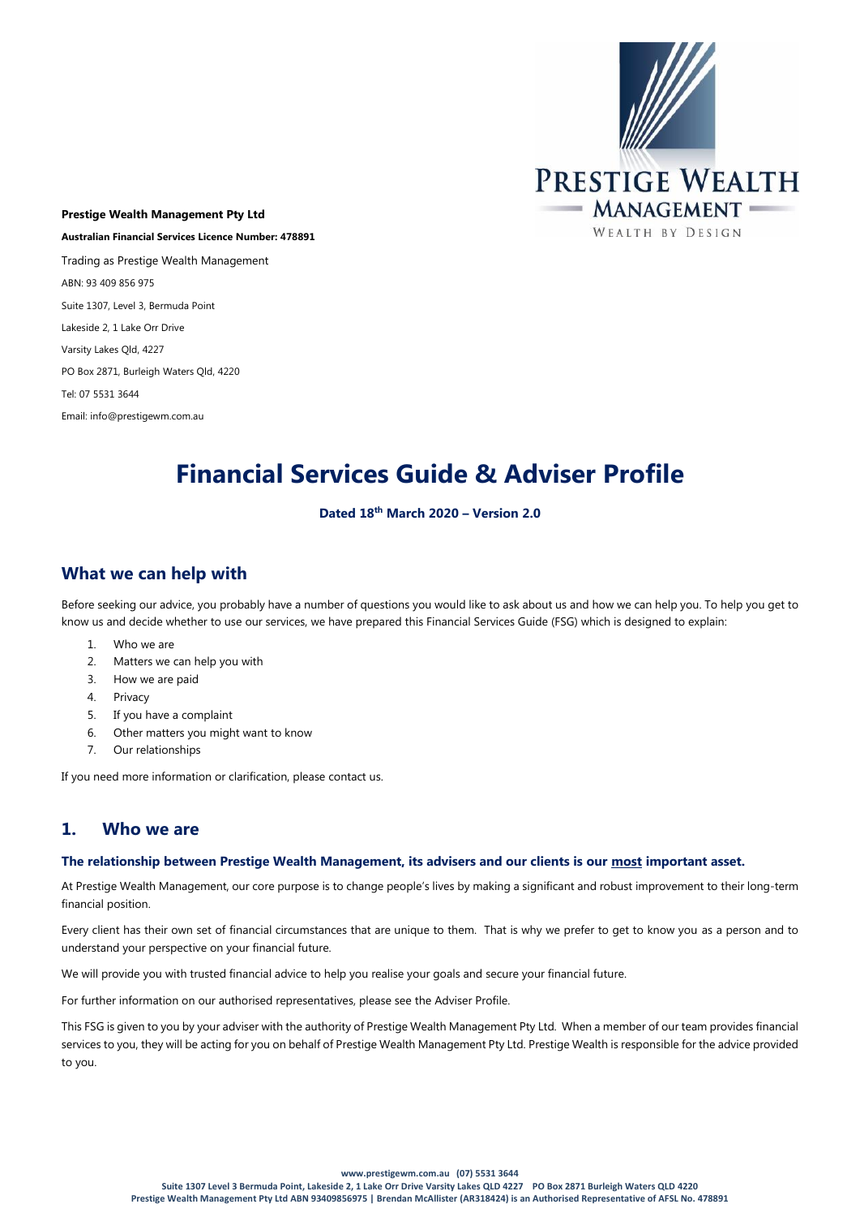**Prestige Wealth Management Pty Ltd**

**Australian Financial Services Licence Number: 478891**

Trading as Prestige Wealth Management

ABN: 93 409 856 975

Suite 1307, Level 3, Bermuda Point

Lakeside 2, 1 Lake Orr Drive

Varsity Lakes Qld, 4227

PO Box 2871, Burleigh Waters Qld, 4220

Tel: 07 5531 3644

Email: info@prestigewm.com.au

# Financial Services Guide & Adviser Profile

**Dated 18th March 2020 – Version 2.0**

## What we can help with

Before seeking our advice, you probably have a number of questions you would like to ask about us and how we can help you. To help you get to know us and decide whether to use our services, we have prepared this Financial Services Guide (FSG) which is designed to explain:

1. Who we are
2. Matters we can help you with
3. How we are paid
4. Privacy
5. If you have a complaint
6. Other matters you might want to know
7. Our relationships

If you need more information or clarification, please contact us.

## 1. Who we are

**The relationship between Prestige Wealth Management, its advisers and our clients is our <u>most</u> important asset.**

At Prestige Wealth Management, our core purpose is to change people's lives by making a significant and robust improvement to their long-term financial position.

Every client has their own set of financial circumstances that are unique to them. That is why we prefer to get to know you as a person and to understand your perspective on your financial future.

We will provide you with trusted financial advice to help you realise your goals and secure your financial future.

For further information on our authorised representatives, please see the Adviser Profile.

This FSG is given to you by your adviser with the authority of Prestige Wealth Management Pty Ltd. When a member of our team provides financial services to you, they will be acting for you on behalf of Prestige Wealth Management Pty Ltd. Prestige Wealth is responsible for the advice provided to you.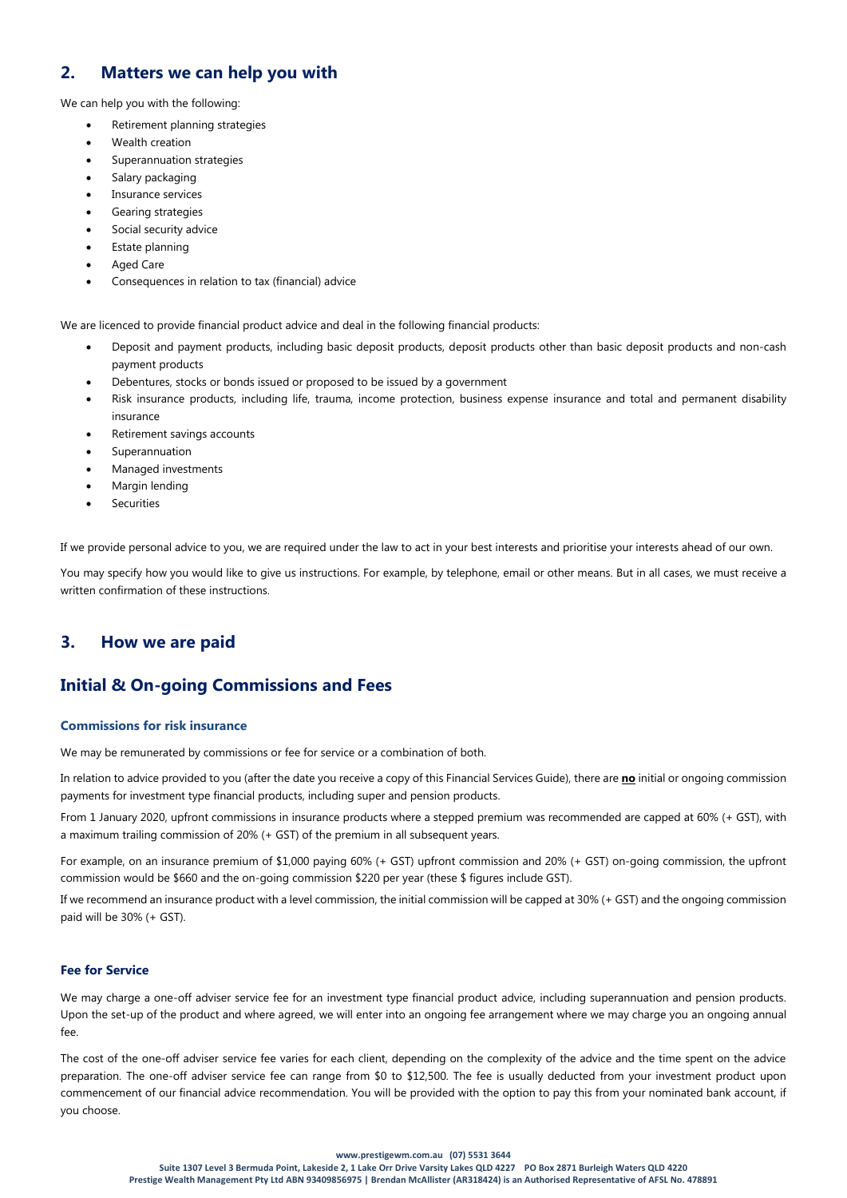## 2. Matters we can help you with

We can help you with the following:

- Retirement planning strategies
- Wealth creation
- Superannuation strategies
- Salary packaging
- Insurance services
- Gearing strategies
- Social security advice
- Estate planning
- Aged Care
- Consequences in relation to tax (financial) advice

We are licenced to provide financial product advice and deal in the following financial products:

- Deposit and payment products, including basic deposit products, deposit products other than basic deposit products and non-cash payment products
- Debentures, stocks or bonds issued or proposed to be issued by a government
- Risk insurance products, including life, trauma, income protection, business expense insurance and total and permanent disability insurance
- Retirement savings accounts
- Superannuation
- Managed investments
- Margin lending
- Securities

If we provide personal advice to you, we are required under the law to act in your best interests and prioritise your interests ahead of our own.

You may specify how you would like to give us instructions. For example, by telephone, email or other means. But in all cases, we must receive a written confirmation of these instructions.

## 3. How we are paid

## Initial & On-going Commissions and Fees

### Commissions for risk insurance

We may be remunerated by commissions or fee for service or a combination of both.

In relation to advice provided to you (after the date you receive a copy of this Financial Services Guide), there are **no** initial or ongoing commission payments for investment type financial products, including super and pension products.

From 1 January 2020, upfront commissions in insurance products where a stepped premium was recommended are capped at 60% (+ GST), with a maximum trailing commission of 20% (+ GST) of the premium in all subsequent years.

For example, on an insurance premium of $1,000 paying 60% (+ GST) upfront commission and 20% (+ GST) on-going commission, the upfront commission would be $660 and the on-going commission $220 per year (these $ figures include GST).

If we recommend an insurance product with a level commission, the initial commission will be capped at 30% (+ GST) and the ongoing commission paid will be 30% (+ GST).

### Fee for Service

We may charge a one-off adviser service fee for an investment type financial product advice, including superannuation and pension products. Upon the set-up of the product and where agreed, we will enter into an ongoing fee arrangement where we may charge you an ongoing annual fee.

The cost of the one-off adviser service fee varies for each client, depending on the complexity of the advice and the time spent on the advice preparation. The one-off adviser service fee can range from $0 to $12,500. The fee is usually deducted from your investment product upon commencement of our financial advice recommendation. You will be provided with the option to pay this from your nominated bank account, if you choose.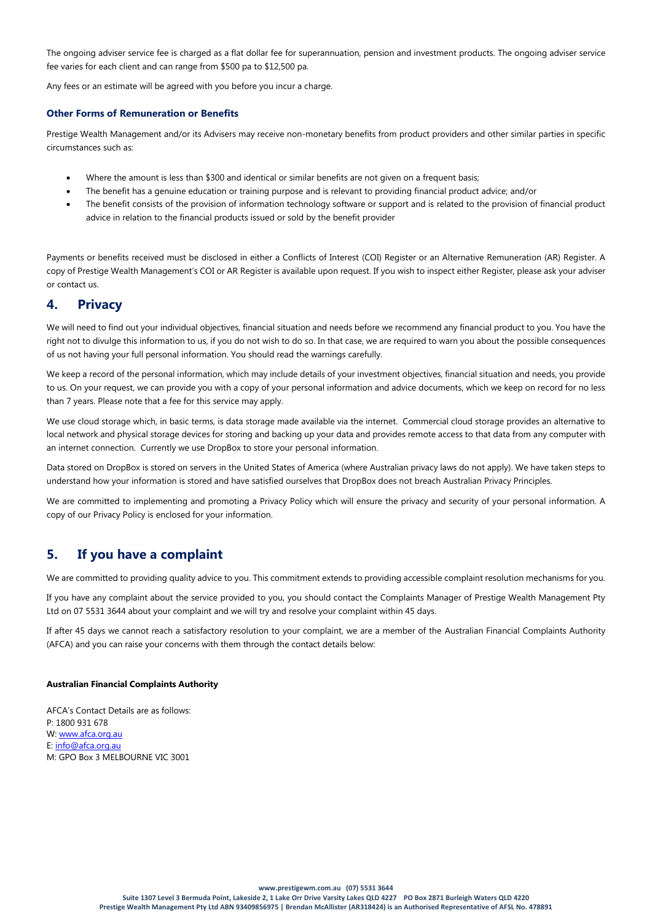The ongoing adviser service fee is charged as a flat dollar fee for superannuation, pension and investment products. The ongoing adviser service fee varies for each client and can range from $500 pa to $12,500 pa.

Any fees or an estimate will be agreed with you before you incur a charge.

### Other Forms of Remuneration or Benefits

Prestige Wealth Management and/or its Advisers may receive non-monetary benefits from product providers and other similar parties in specific circumstances such as:

- Where the amount is less than $300 and identical or similar benefits are not given on a frequent basis;
- The benefit has a genuine education or training purpose and is relevant to providing financial product advice; and/or
- The benefit consists of the provision of information technology software or support and is related to the provision of financial product advice in relation to the financial products issued or sold by the benefit provider

Payments or benefits received must be disclosed in either a Conflicts of Interest (COI) Register or an Alternative Remuneration (AR) Register. A copy of Prestige Wealth Management's COI or AR Register is available upon request. If you wish to inspect either Register, please ask your adviser or contact us.

## 4. Privacy

We will need to find out your individual objectives, financial situation and needs before we recommend any financial product to you. You have the right not to divulge this information to us, if you do not wish to do so. In that case, we are required to warn you about the possible consequences of us not having your full personal information. You should read the warnings carefully.

We keep a record of the personal information, which may include details of your investment objectives, financial situation and needs, you provide to us. On your request, we can provide you with a copy of your personal information and advice documents, which we keep on record for no less than 7 years. Please note that a fee for this service may apply.

We use cloud storage which, in basic terms, is data storage made available via the internet. Commercial cloud storage provides an alternative to local network and physical storage devices for storing and backing up your data and provides remote access to that data from any computer with an internet connection. Currently we use DropBox to store your personal information.

Data stored on DropBox is stored on servers in the United States of America (where Australian privacy laws do not apply). We have taken steps to understand how your information is stored and have satisfied ourselves that DropBox does not breach Australian Privacy Principles.

We are committed to implementing and promoting a Privacy Policy which will ensure the privacy and security of your personal information. A copy of our Privacy Policy is enclosed for your information.

## 5. If you have a complaint

We are committed to providing quality advice to you. This commitment extends to providing accessible complaint resolution mechanisms for you.

If you have any complaint about the service provided to you, you should contact the Complaints Manager of Prestige Wealth Management Pty Ltd on 07 5531 3644 about your complaint and we will try and resolve your complaint within 45 days.

If after 45 days we cannot reach a satisfactory resolution to your complaint, we are a member of the Australian Financial Complaints Authority (AFCA) and you can raise your concerns with them through the contact details below:

**Australian Financial Complaints Authority**

AFCA's Contact Details are as follows:
P: 1800 931 678
W: www.afca.org.au
E: info@afca.org.au
M: GPO Box 3 MELBOURNE VIC 3001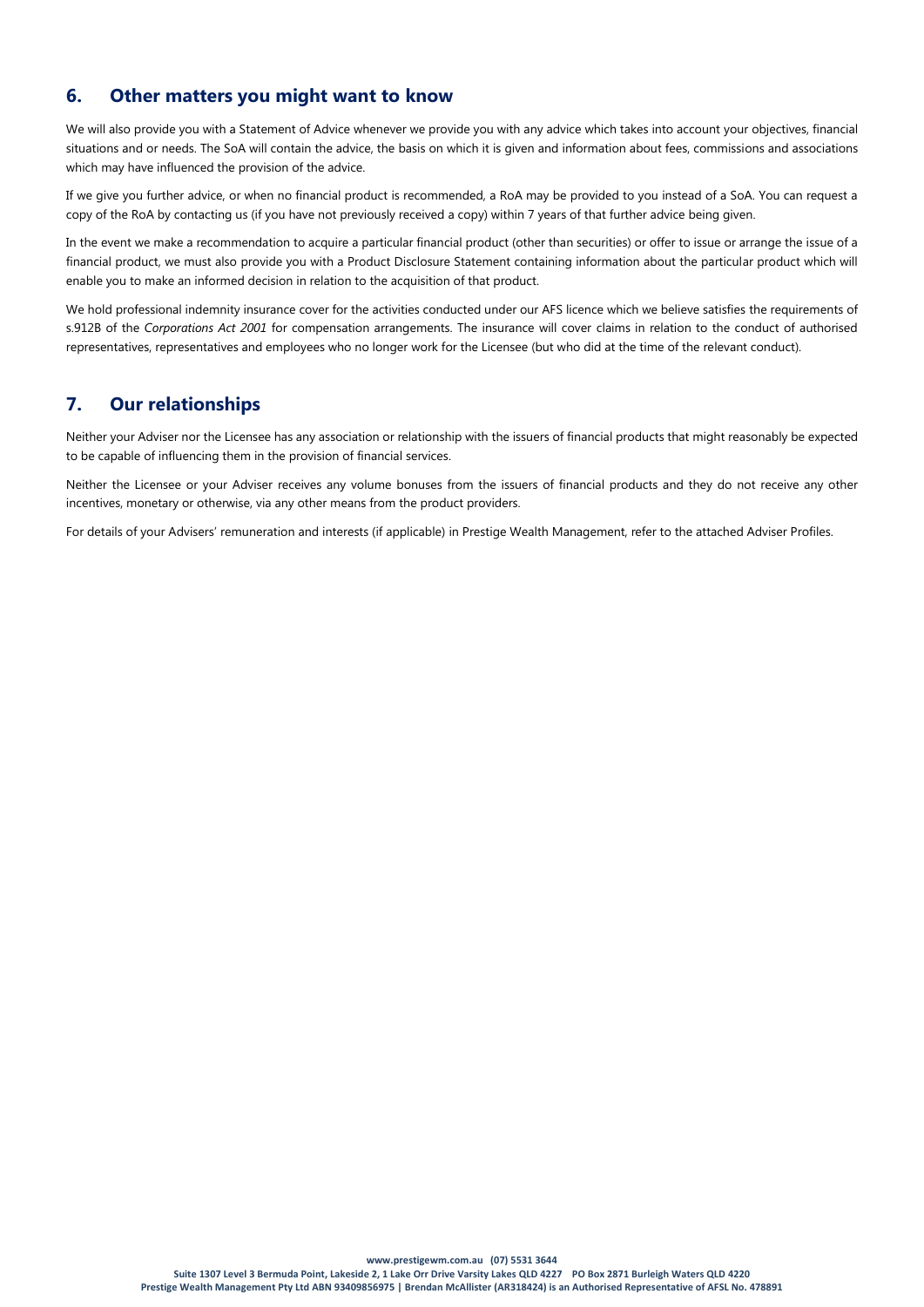## 6. Other matters you might want to know

We will also provide you with a Statement of Advice whenever we provide you with any advice which takes into account your objectives, financial situations and or needs. The SoA will contain the advice, the basis on which it is given and information about fees, commissions and associations which may have influenced the provision of the advice.

If we give you further advice, or when no financial product is recommended, a RoA may be provided to you instead of a SoA. You can request a copy of the RoA by contacting us (if you have not previously received a copy) within 7 years of that further advice being given.

In the event we make a recommendation to acquire a particular financial product (other than securities) or offer to issue or arrange the issue of a financial product, we must also provide you with a Product Disclosure Statement containing information about the particular product which will enable you to make an informed decision in relation to the acquisition of that product.

We hold professional indemnity insurance cover for the activities conducted under our AFS licence which we believe satisfies the requirements of s.912B of the *Corporations Act 2001* for compensation arrangements. The insurance will cover claims in relation to the conduct of authorised representatives, representatives and employees who no longer work for the Licensee (but who did at the time of the relevant conduct).

## 7. Our relationships

Neither your Adviser nor the Licensee has any association or relationship with the issuers of financial products that might reasonably be expected to be capable of influencing them in the provision of financial services.

Neither the Licensee or your Adviser receives any volume bonuses from the issuers of financial products and they do not receive any other incentives, monetary or otherwise, via any other means from the product providers.

For details of your Advisers' remuneration and interests (if applicable) in Prestige Wealth Management, refer to the attached Adviser Profiles.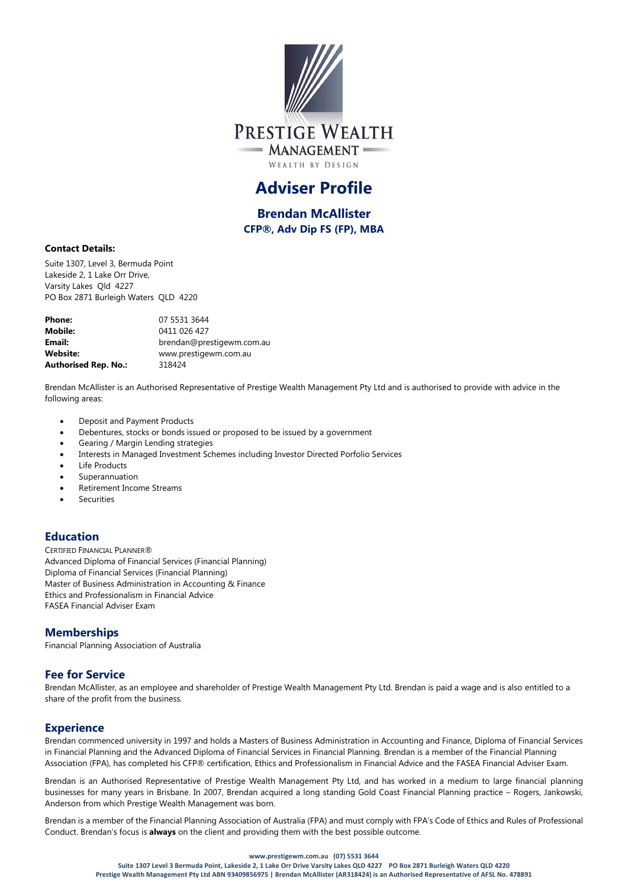PRESTIGE WEALTH
MANAGEMENT
WEALTH BY DESIGN

# Adviser Profile

## Brendan McAllister
**CFP®, Adv Dip FS (FP), MBA**

**Contact Details:**

Suite 1307, Level 3, Bermuda Point
Lakeside 2, 1 Lake Orr Drive,
Varsity Lakes Qld 4227
PO Box 2871 Burleigh Waters QLD 4220

| | |
|---|---|
| **Phone:** | 07 5531 3644 |
| **Mobile:** | 0411 026 427 |
| **Email:** | brendan@prestigewm.com.au |
| **Website:** | www.prestigewm.com.au |
| **Authorised Rep. No.:** | 318424 |

Brendan McAllister is an Authorised Representative of Prestige Wealth Management Pty Ltd and is authorised to provide with advice in the following areas:

- Deposit and Payment Products
- Debentures, stocks or bonds issued or proposed to be issued by a government
- Gearing / Margin Lending strategies
- Interests in Managed Investment Schemes including Investor Directed Porfolio Services
- Life Products
- Superannuation
- Retirement Income Streams
- Securities

## Education

CERTIFIED FINANCIAL PLANNER®
Advanced Diploma of Financial Services (Financial Planning)
Diploma of Financial Services (Financial Planning)
Master of Business Administration in Accounting & Finance
Ethics and Professionalism in Financial Advice
FASEA Financial Adviser Exam

## Memberships

Financial Planning Association of Australia

## Fee for Service

Brendan McAllister, as an employee and shareholder of Prestige Wealth Management Pty Ltd. Brendan is paid a wage and is also entitled to a share of the profit from the business.

## Experience

Brendan commenced university in 1997 and holds a Masters of Business Administration in Accounting and Finance, Diploma of Financial Services in Financial Planning and the Advanced Diploma of Financial Services in Financial Planning. Brendan is a member of the Financial Planning Association (FPA), has completed his CFP® certification, Ethics and Professionalism in Financial Advice and the FASEA Financial Adviser Exam.

Brendan is an Authorised Representative of Prestige Wealth Management Pty Ltd, and has worked in a medium to large financial planning businesses for many years in Brisbane. In 2007, Brendan acquired a long standing Gold Coast Financial Planning practice – Rogers, Jankowski, Anderson from which Prestige Wealth Management was born.

Brendan is a member of the Financial Planning Association of Australia (FPA) and must comply with FPA's Code of Ethics and Rules of Professional Conduct. Brendan's focus is **always** on the client and providing them with the best possible outcome.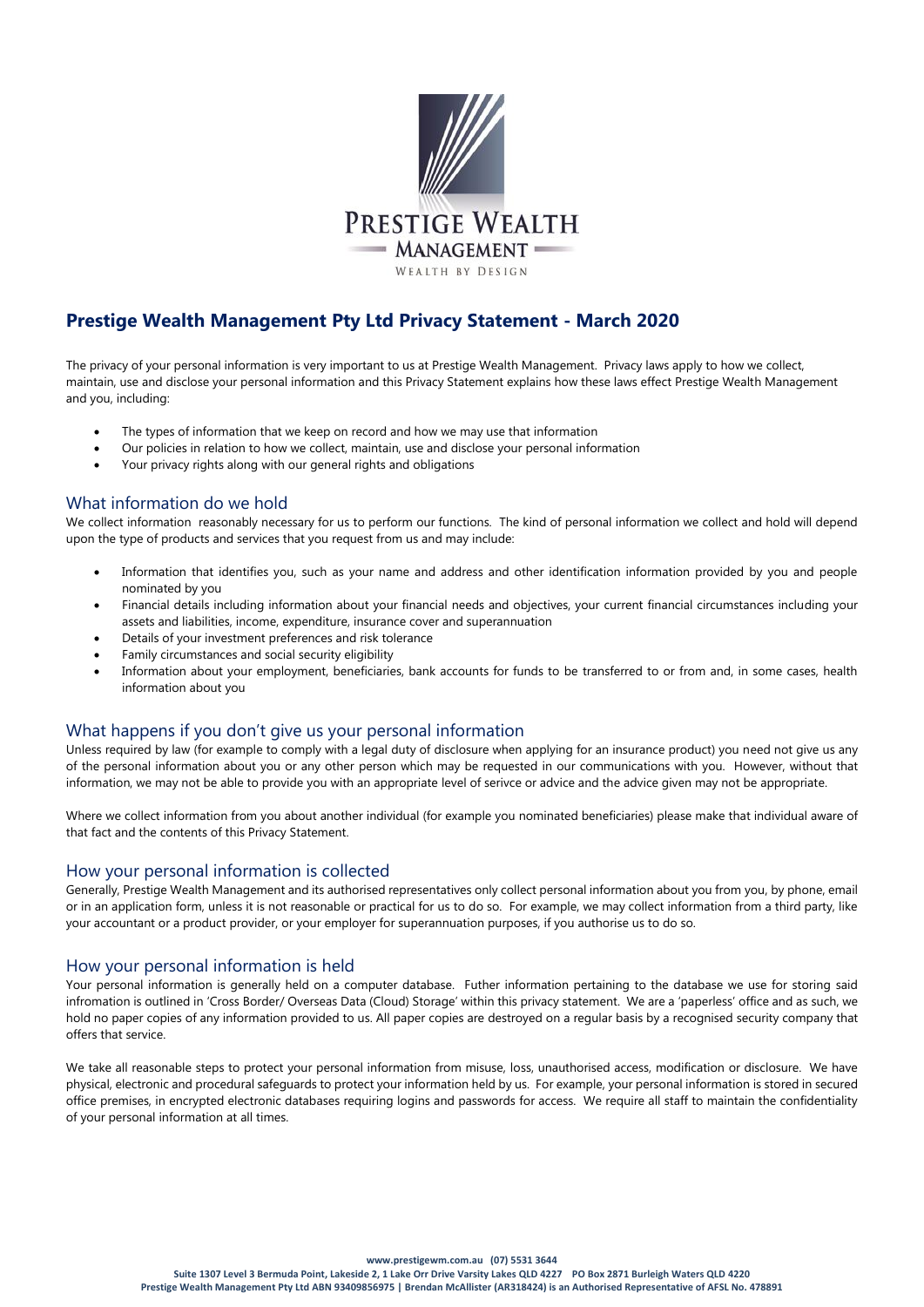PRESTIGE WEALTH MANAGEMENT

WEALTH BY DESIGN

# Prestige Wealth Management Pty Ltd Privacy Statement - March 2020

The privacy of your personal information is very important to us at Prestige Wealth Management. Privacy laws apply to how we collect, maintain, use and disclose your personal information and this Privacy Statement explains how these laws effect Prestige Wealth Management and you, including:

- The types of information that we keep on record and how we may use that information
- Our policies in relation to how we collect, maintain, use and disclose your personal information
- Your privacy rights along with our general rights and obligations

## What information do we hold

We collect information reasonably necessary for us to perform our functions. The kind of personal information we collect and hold will depend upon the type of products and services that you request from us and may include:

- Information that identifies you, such as your name and address and other identification information provided by you and people nominated by you
- Financial details including information about your financial needs and objectives, your current financial circumstances including your assets and liabilities, income, expenditure, insurance cover and superannuation
- Details of your investment preferences and risk tolerance
- Family circumstances and social security eligibility
- Information about your employment, beneficiaries, bank accounts for funds to be transferred to or from and, in some cases, health information about you

## What happens if you don't give us your personal information

Unless required by law (for example to comply with a legal duty of disclosure when applying for an insurance product) you need not give us any of the personal information about you or any other person which may be requested in our communications with you. However, without that information, we may not be able to provide you with an appropriate level of serivce or advice and the advice given may not be appropriate.

Where we collect information from you about another individual (for example you nominated beneficiaries) please make that individual aware of that fact and the contents of this Privacy Statement.

## How your personal information is collected

Generally, Prestige Wealth Management and its authorised representatives only collect personal information about you from you, by phone, email or in an application form, unless it is not reasonable or practical for us to do so. For example, we may collect information from a third party, like your accountant or a product provider, or your employer for superannuation purposes, if you authorise us to do so.

## How your personal information is held

Your personal information is generally held on a computer database. Futher information pertaining to the database we use for storing said infromation is outlined in 'Cross Border/ Overseas Data (Cloud) Storage' within this privacy statement. We are a 'paperless' office and as such, we hold no paper copies of any information provided to us. All paper copies are destroyed on a regular basis by a recognised security company that offers that service.

We take all reasonable steps to protect your personal information from misuse, loss, unauthorised access, modification or disclosure. We have physical, electronic and procedural safeguards to protect your information held by us. For example, your personal information is stored in secured office premises, in encrypted electronic databases requiring logins and passwords for access. We require all staff to maintain the confidentiality of your personal information at all times.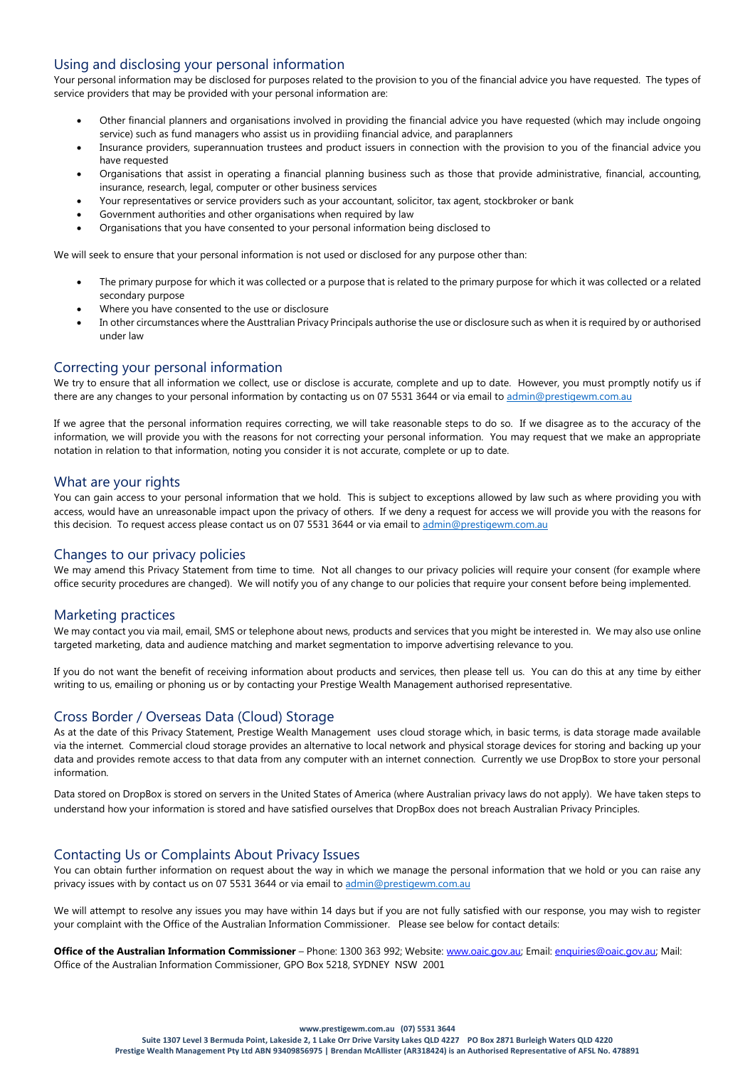## Using and disclosing your personal information

Your personal information may be disclosed for purposes related to the provision to you of the financial advice you have requested. The types of service providers that may be provided with your personal information are:

- Other financial planners and organisations involved in providing the financial advice you have requested (which may include ongoing service) such as fund managers who assist us in providiing financial advice, and paraplanners
- Insurance providers, superannuation trustees and product issuers in connection with the provision to you of the financial advice you have requested
- Organisations that assist in operating a financial planning business such as those that provide administrative, financial, accounting, insurance, research, legal, computer or other business services
- Your representatives or service providers such as your accountant, solicitor, tax agent, stockbroker or bank
- Government authorities and other organisations when required by law
- Organisations that you have consented to your personal information being disclosed to

We will seek to ensure that your personal information is not used or disclosed for any purpose other than:

- The primary purpose for which it was collected or a purpose that is related to the primary purpose for which it was collected or a related secondary purpose
- Where you have consented to the use or disclosure
- In other circumstances where the Austtralian Privacy Principals authorise the use or disclosure such as when it is required by or authorised under law

## Correcting your personal information

We try to ensure that all information we collect, use or disclose is accurate, complete and up to date. However, you must promptly notify us if there are any changes to your personal information by contacting us on 07 5531 3644 or via email to admin@prestigewm.com.au

If we agree that the personal information requires correcting, we will take reasonable steps to do so. If we disagree as to the accuracy of the information, we will provide you with the reasons for not correcting your personal information. You may request that we make an appropriate notation in relation to that information, noting you consider it is not accurate, complete or up to date.

## What are your rights

You can gain access to your personal information that we hold. This is subject to exceptions allowed by law such as where providing you with access, would have an unreasonable impact upon the privacy of others. If we deny a request for access we will provide you with the reasons for this decision. To request access please contact us on 07 5531 3644 or via email to admin@prestigewm.com.au

## Changes to our privacy policies

We may amend this Privacy Statement from time to time. Not all changes to our privacy policies will require your consent (for example where office security procedures are changed). We will notify you of any change to our policies that require your consent before being implemented.

## Marketing practices

We may contact you via mail, email, SMS or telephone about news, products and services that you might be interested in. We may also use online targeted marketing, data and audience matching and market segmentation to imporve advertising relevance to you.

If you do not want the benefit of receiving information about products and services, then please tell us. You can do this at any time by either writing to us, emailing or phoning us or by contacting your Prestige Wealth Management authorised representative.

## Cross Border / Overseas Data (Cloud) Storage

As at the date of this Privacy Statement, Prestige Wealth Management uses cloud storage which, in basic terms, is data storage made available via the internet. Commercial cloud storage provides an alternative to local network and physical storage devices for storing and backing up your data and provides remote access to that data from any computer with an internet connection. Currently we use DropBox to store your personal information.

Data stored on DropBox is stored on servers in the United States of America (where Australian privacy laws do not apply). We have taken steps to understand how your information is stored and have satisfied ourselves that DropBox does not breach Australian Privacy Principles.

## Contacting Us or Complaints About Privacy Issues

You can obtain further information on request about the way in which we manage the personal information that we hold or you can raise any privacy issues with by contact us on 07 5531 3644 or via email to admin@prestigewm.com.au

We will attempt to resolve any issues you may have within 14 days but if you are not fully satisfied with our response, you may wish to register your complaint with the Office of the Australian Information Commissioner. Please see below for contact details:

**Office of the Australian Information Commissioner** – Phone: 1300 363 992; Website: www.oaic.gov.au; Email: enquiries@oaic.gov.au; Mail: Office of the Australian Information Commissioner, GPO Box 5218, SYDNEY NSW 2001

**www.prestigewm.com.au (07) 5531 3644**

**Suite 1307 Level 3 Bermuda Point, Lakeside 2, 1 Lake Orr Drive Varsity Lakes QLD 4227 PO Box 2871 Burleigh Waters QLD 4220**

**Prestige Wealth Management Pty Ltd ABN 93409856975 | Brendan McAllister (AR318424) is an Authorised Representative of AFSL No. 478891**